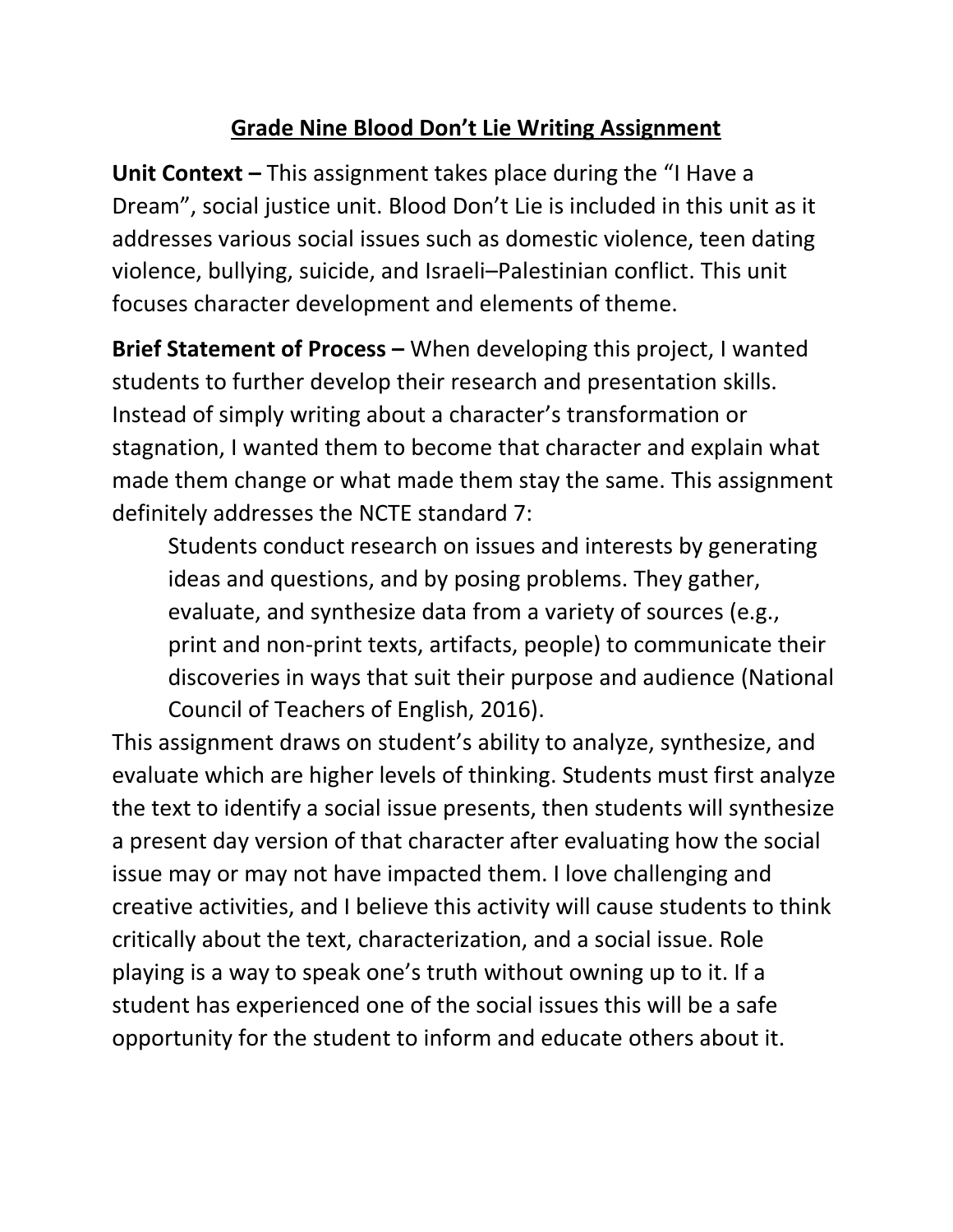# Grade Nine Blood Don't Lie Writing Assignment

**Unit Context –** This assignment takes place during the "I Have a Dream", social justice unit. Blood Don't Lie is included in this unit as it addresses various social issues such as domestic violence, teen dating violence, bullying, suicide, and Israeli–Palestinian conflict. This unit focuses character development and elements of theme.

**Brief Statement of Process –** When developing this project, I wanted students to further develop their research and presentation skills. Instead of simply writing about a character's transformation or stagnation, I wanted them to become that character and explain what made them change or what made them stay the same. This assignment definitely addresses the NCTE standard 7:

> Students conduct research on issues and interests by generating ideas and questions, and by posing problems. They gather, evaluate, and synthesize data from a variety of sources (e.g., print and non-print texts, artifacts, people) to communicate their discoveries in ways that suit their purpose and audience (National Council of Teachers of English, 2016).

This assignment draws on student's ability to analyze, synthesize, and evaluate which are higher levels of thinking. Students must first analyze the text to identify a social issue presents, then students will synthesize a present day version of that character after evaluating how the social issue may or may not have impacted them. I love challenging and creative activities, and I believe this activity will cause students to think critically about the text, characterization, and a social issue. Role playing is a way to speak one's truth without owning up to it. If a student has experienced one of the social issues this will be a safe opportunity for the student to inform and educate others about it.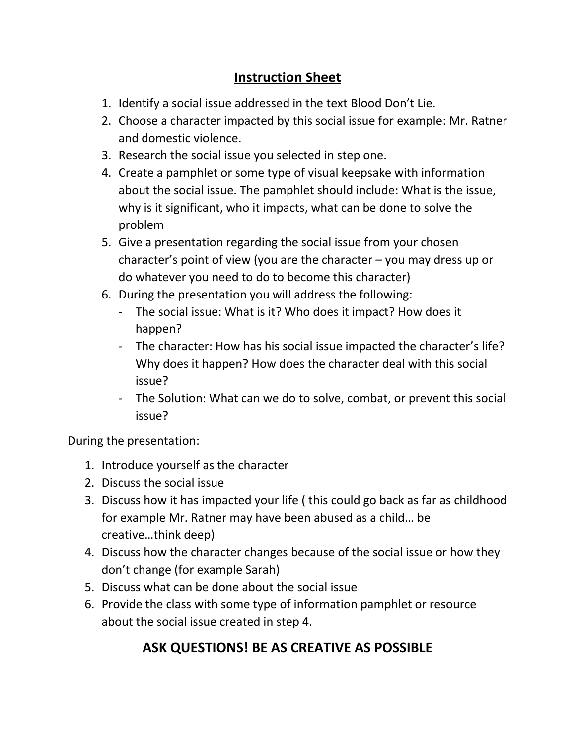# Instruction Sheet

1. Identify a social issue addressed in the text Blood Don't Lie.
2. Choose a character impacted by this social issue for example: Mr. Ratner and domestic violence.
3. Research the social issue you selected in step one.
4. Create a pamphlet or some type of visual keepsake with information about the social issue. The pamphlet should include: What is the issue, why is it significant, who it impacts, what can be done to solve the problem
5. Give a presentation regarding the social issue from your chosen character's point of view (you are the character – you may dress up or do whatever you need to do to become this character)
6. During the presentation you will address the following:
   - The social issue: What is it? Who does it impact? How does it happen?
   - The character: How has his social issue impacted the character's life? Why does it happen? How does the character deal with this social issue?
   - The Solution: What can we do to solve, combat, or prevent this social issue?

During the presentation:

1. Introduce yourself as the character
2. Discuss the social issue
3. Discuss how it has impacted your life ( this could go back as far as childhood for example Mr. Ratner may have been abused as a child… be creative…think deep)
4. Discuss how the character changes because of the social issue or how they don't change (for example Sarah)
5. Discuss what can be done about the social issue
6. Provide the class with some type of information pamphlet or resource about the social issue created in step 4.

## ASK QUESTIONS! BE AS CREATIVE AS POSSIBLE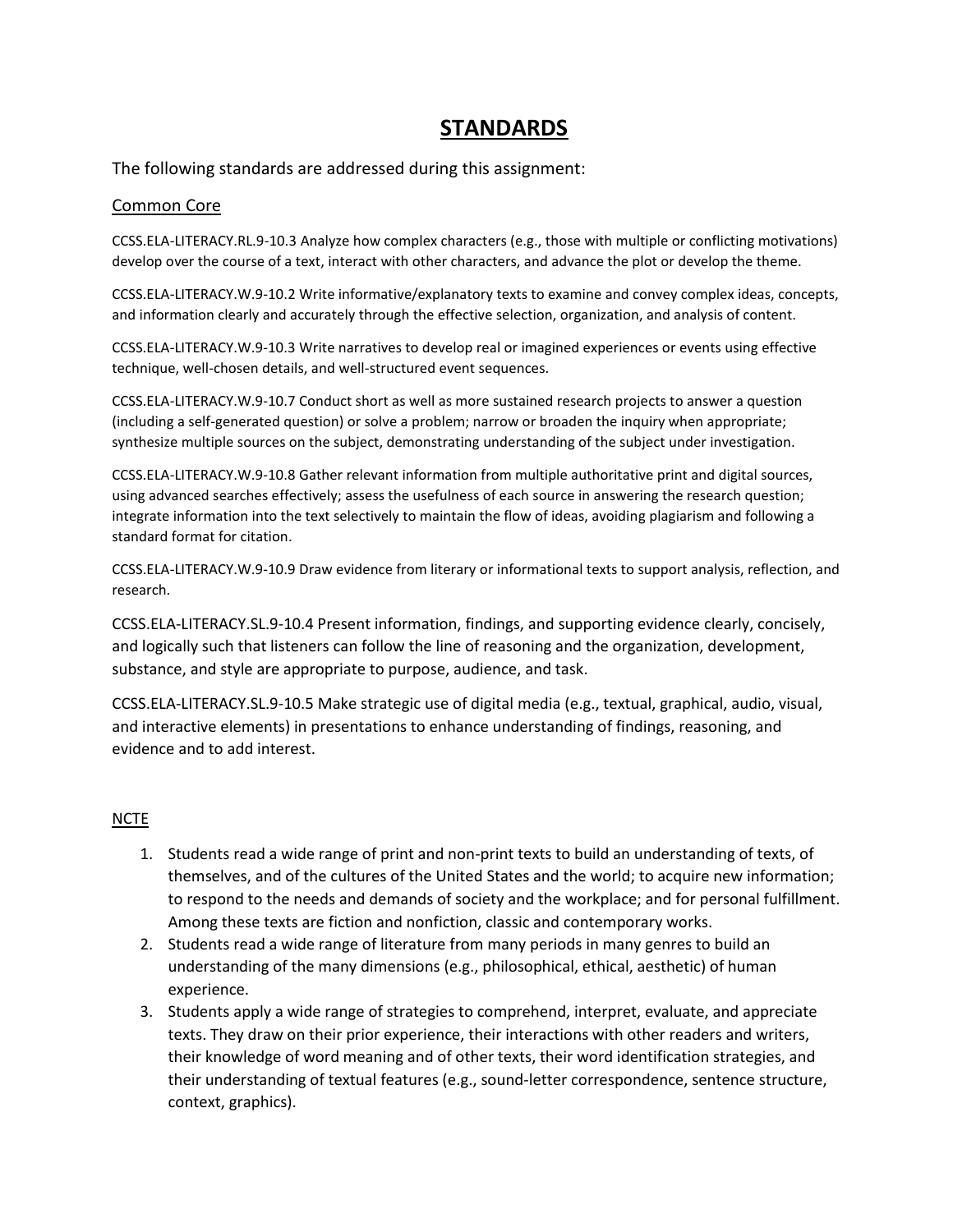# STANDARDS

The following standards are addressed during this assignment:

## Common Core

CCSS.ELA-LITERACY.RL.9-10.3 Analyze how complex characters (e.g., those with multiple or conflicting motivations) develop over the course of a text, interact with other characters, and advance the plot or develop the theme.

CCSS.ELA-LITERACY.W.9-10.2 Write informative/explanatory texts to examine and convey complex ideas, concepts, and information clearly and accurately through the effective selection, organization, and analysis of content.

CCSS.ELA-LITERACY.W.9-10.3 Write narratives to develop real or imagined experiences or events using effective technique, well-chosen details, and well-structured event sequences.

CCSS.ELA-LITERACY.W.9-10.7 Conduct short as well as more sustained research projects to answer a question (including a self-generated question) or solve a problem; narrow or broaden the inquiry when appropriate; synthesize multiple sources on the subject, demonstrating understanding of the subject under investigation.

CCSS.ELA-LITERACY.W.9-10.8 Gather relevant information from multiple authoritative print and digital sources, using advanced searches effectively; assess the usefulness of each source in answering the research question; integrate information into the text selectively to maintain the flow of ideas, avoiding plagiarism and following a standard format for citation.

CCSS.ELA-LITERACY.W.9-10.9 Draw evidence from literary or informational texts to support analysis, reflection, and research.

CCSS.ELA-LITERACY.SL.9-10.4 Present information, findings, and supporting evidence clearly, concisely, and logically such that listeners can follow the line of reasoning and the organization, development, substance, and style are appropriate to purpose, audience, and task.

CCSS.ELA-LITERACY.SL.9-10.5 Make strategic use of digital media (e.g., textual, graphical, audio, visual, and interactive elements) in presentations to enhance understanding of findings, reasoning, and evidence and to add interest.

## NCTE

1. Students read a wide range of print and non-print texts to build an understanding of texts, of themselves, and of the cultures of the United States and the world; to acquire new information; to respond to the needs and demands of society and the workplace; and for personal fulfillment. Among these texts are fiction and nonfiction, classic and contemporary works.
2. Students read a wide range of literature from many periods in many genres to build an understanding of the many dimensions (e.g., philosophical, ethical, aesthetic) of human experience.
3. Students apply a wide range of strategies to comprehend, interpret, evaluate, and appreciate texts. They draw on their prior experience, their interactions with other readers and writers, their knowledge of word meaning and of other texts, their word identification strategies, and their understanding of textual features (e.g., sound-letter correspondence, sentence structure, context, graphics).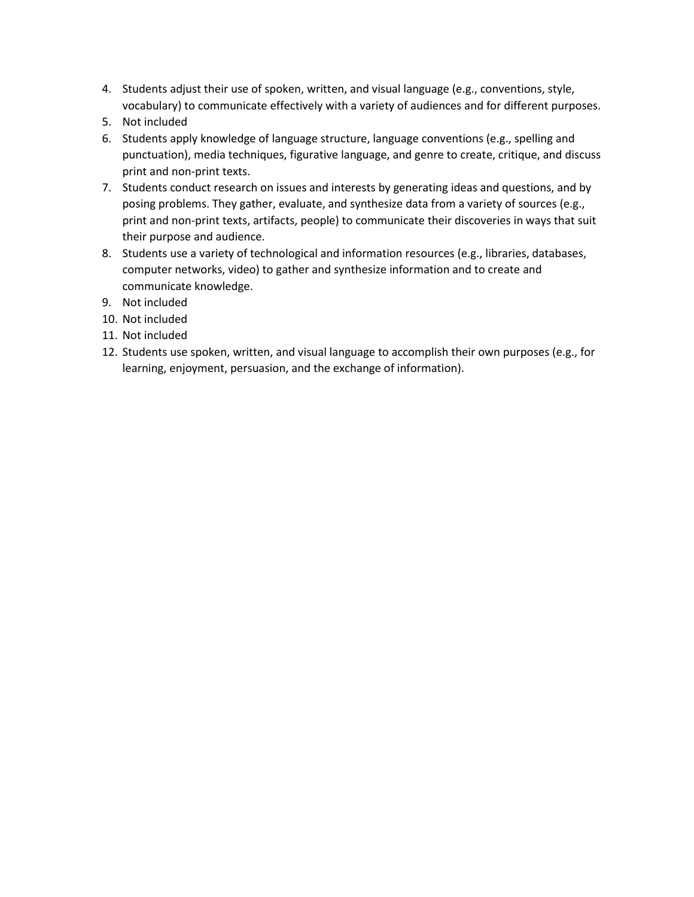4. Students adjust their use of spoken, written, and visual language (e.g., conventions, style, vocabulary) to communicate effectively with a variety of audiences and for different purposes.
5. Not included
6. Students apply knowledge of language structure, language conventions (e.g., spelling and punctuation), media techniques, figurative language, and genre to create, critique, and discuss print and non-print texts.
7. Students conduct research on issues and interests by generating ideas and questions, and by posing problems. They gather, evaluate, and synthesize data from a variety of sources (e.g., print and non-print texts, artifacts, people) to communicate their discoveries in ways that suit their purpose and audience.
8. Students use a variety of technological and information resources (e.g., libraries, databases, computer networks, video) to gather and synthesize information and to create and communicate knowledge.
9. Not included
10. Not included
11. Not included
12. Students use spoken, written, and visual language to accomplish their own purposes (e.g., for learning, enjoyment, persuasion, and the exchange of information).